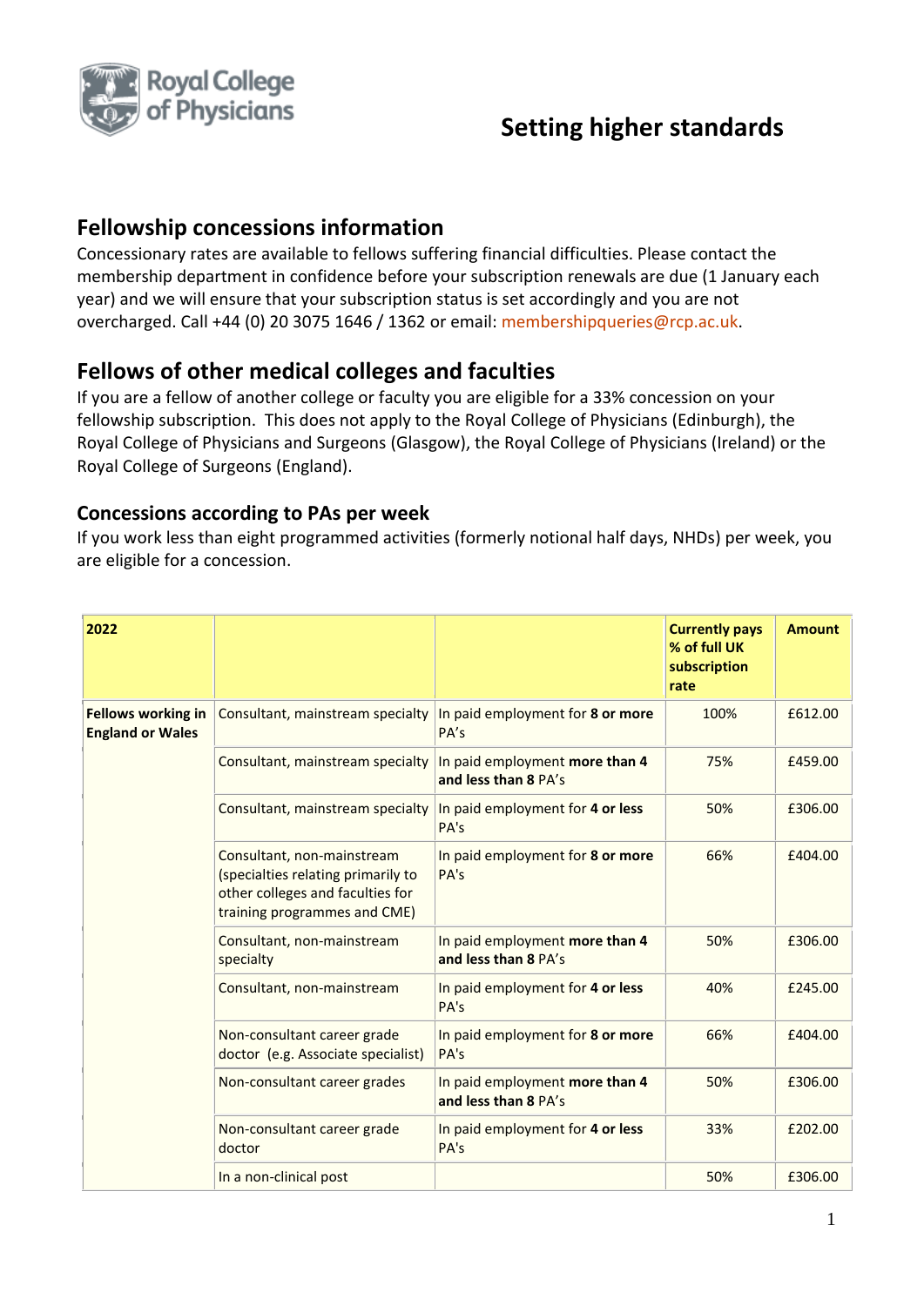# Setting higher standards

## Fellowship concessions information

Concessionary rates are available to fellows suffering financial difficulties. Please contact the membership department in confidence before your subscription renewals are due (1 January each year) and we will ensure that your subscription status is set accordingly and you are not overcharged. Call +44 (0) 20 3075 1646 / 1362 or email: membershipqueries@rcp.ac.uk.

## Fellows of other medical colleges and faculties

If you are a fellow of another college or faculty you are eligible for a 33% concession on your fellowship subscription. This does not apply to the Royal College of Physicians (Edinburgh), the Royal College of Physicians and Surgeons (Glasgow), the Royal College of Physicians (Ireland) or the Royal College of Surgeons (England).

### Concessions according to PAs per week

If you work less than eight programmed activities (formerly notional half days, NHDs) per week, you are eligible for a concession.

| **2022** | | | **Currently pays % of full UK subscription rate** | **Amount** |
|---|---|---|---|---|
| **Fellows working in England or Wales** | Consultant, mainstream specialty | In paid employment for **8 or more** PA's | 100% | £612.00 |
| | Consultant, mainstream specialty | In paid employment **more than 4 and less than 8** PA's | 75% | £459.00 |
| | Consultant, mainstream specialty | In paid employment for **4 or less** PA's | 50% | £306.00 |
| | Consultant, non-mainstream (specialties relating primarily to other colleges and faculties for training programmes and CME) | In paid employment for **8 or more** PA's | 66% | £404.00 |
| | Consultant, non-mainstream specialty | In paid employment **more than 4 and less than 8** PA's | 50% | £306.00 |
| | Consultant, non-mainstream | In paid employment for **4 or less** PA's | 40% | £245.00 |
| | Non-consultant career grade doctor (e.g. Associate specialist) | In paid employment for **8 or more** PA's | 66% | £404.00 |
| | Non-consultant career grades | In paid employment **more than 4 and less than 8** PA's | 50% | £306.00 |
| | Non-consultant career grade doctor | In paid employment for **4 or less** PA's | 33% | £202.00 |
| | In a non-clinical post | | 50% | £306.00 |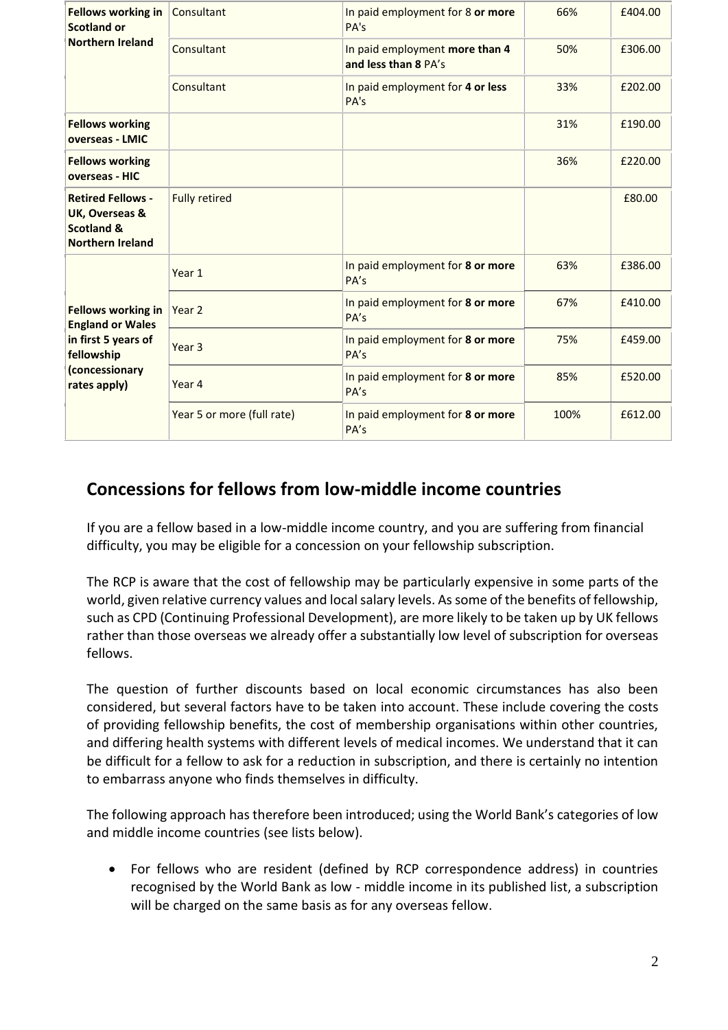| | | | | |
|---|---|---|---|---|
| **Fellows working in Scotland or Northern Ireland** | Consultant | In paid employment for 8 **or more** PA's | 66% | £404.00 |
| | Consultant | In paid employment **more than 4 and less than 8** PA's | 50% | £306.00 |
| | Consultant | In paid employment for **4 or less** PA's | 33% | £202.00 |
| **Fellows working overseas - LMIC** | | | 31% | £190.00 |
| **Fellows working overseas - HIC** | | | 36% | £220.00 |
| **Retired Fellows - UK, Overseas & Scotland & Northern Ireland** | Fully retired | | | £80.00 |
| **Fellows working in England or Wales in first 5 years of fellowship (concessionary rates apply)** | Year 1 | In paid employment for **8 or more** PA's | 63% | £386.00 |
| | Year 2 | In paid employment for **8 or more** PA's | 67% | £410.00 |
| | Year 3 | In paid employment for **8 or more** PA's | 75% | £459.00 |
| | Year 4 | In paid employment for **8 or more** PA's | 85% | £520.00 |
| | Year 5 or more (full rate) | In paid employment for **8 or more** PA's | 100% | £612.00 |

## Concessions for fellows from low-middle income countries

If you are a fellow based in a low-middle income country, and you are suffering from financial difficulty, you may be eligible for a concession on your fellowship subscription.

The RCP is aware that the cost of fellowship may be particularly expensive in some parts of the world, given relative currency values and local salary levels. As some of the benefits of fellowship, such as CPD (Continuing Professional Development), are more likely to be taken up by UK fellows rather than those overseas we already offer a substantially low level of subscription for overseas fellows.

The question of further discounts based on local economic circumstances has also been considered, but several factors have to be taken into account. These include covering the costs of providing fellowship benefits, the cost of membership organisations within other countries, and differing health systems with different levels of medical incomes. We understand that it can be difficult for a fellow to ask for a reduction in subscription, and there is certainly no intention to embarrass anyone who finds themselves in difficulty.

The following approach has therefore been introduced; using the World Bank's categories of low and middle income countries (see lists below).

- For fellows who are resident (defined by RCP correspondence address) in countries recognised by the World Bank as low - middle income in its published list, a subscription will be charged on the same basis as for any overseas fellow.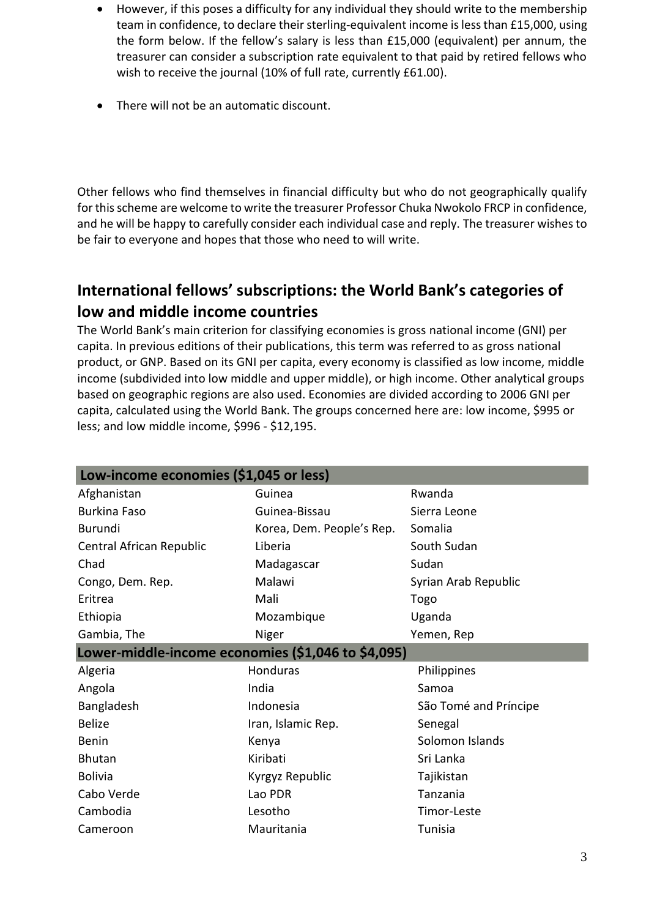- However, if this poses a difficulty for any individual they should write to the membership team in confidence, to declare their sterling-equivalent income is less than £15,000, using the form below. If the fellow's salary is less than £15,000 (equivalent) per annum, the treasurer can consider a subscription rate equivalent to that paid by retired fellows who wish to receive the journal (10% of full rate, currently £61.00).
- There will not be an automatic discount.

Other fellows who find themselves in financial difficulty but who do not geographically qualify for this scheme are welcome to write the treasurer Professor Chuka Nwokolo FRCP in confidence, and he will be happy to carefully consider each individual case and reply. The treasurer wishes to be fair to everyone and hopes that those who need to will write.

## International fellows' subscriptions: the World Bank's categories of low and middle income countries

The World Bank's main criterion for classifying economies is gross national income (GNI) per capita. In previous editions of their publications, this term was referred to as gross national product, or GNP. Based on its GNI per capita, every economy is classified as low income, middle income (subdivided into low middle and upper middle), or high income. Other analytical groups based on geographic regions are also used. Economies are divided according to 2006 GNI per capita, calculated using the World Bank. The groups concerned here are: low income, $995 or less; and low middle income, $996 - $12,195.

| Low-income economies ($1,045 or less) | | |
|---|---|---|
| Afghanistan | Guinea | Rwanda |
| Burkina Faso | Guinea-Bissau | Sierra Leone |
| Burundi | Korea, Dem. People's Rep. | Somalia |
| Central African Republic | Liberia | South Sudan |
| Chad | Madagascar | Sudan |
| Congo, Dem. Rep. | Malawi | Syrian Arab Republic |
| Eritrea | Mali | Togo |
| Ethiopia | Mozambique | Uganda |
| Gambia, The | Niger | Yemen, Rep |
| **Lower-middle-income economies ($1,046 to $4,095)** | | |
| Algeria | Honduras | Philippines |
| Angola | India | Samoa |
| Bangladesh | Indonesia | São Tomé and Príncipe |
| Belize | Iran, Islamic Rep. | Senegal |
| Benin | Kenya | Solomon Islands |
| Bhutan | Kiribati | Sri Lanka |
| Bolivia | Kyrgyz Republic | Tajikistan |
| Cabo Verde | Lao PDR | Tanzania |
| Cambodia | Lesotho | Timor-Leste |
| Cameroon | Mauritania | Tunisia |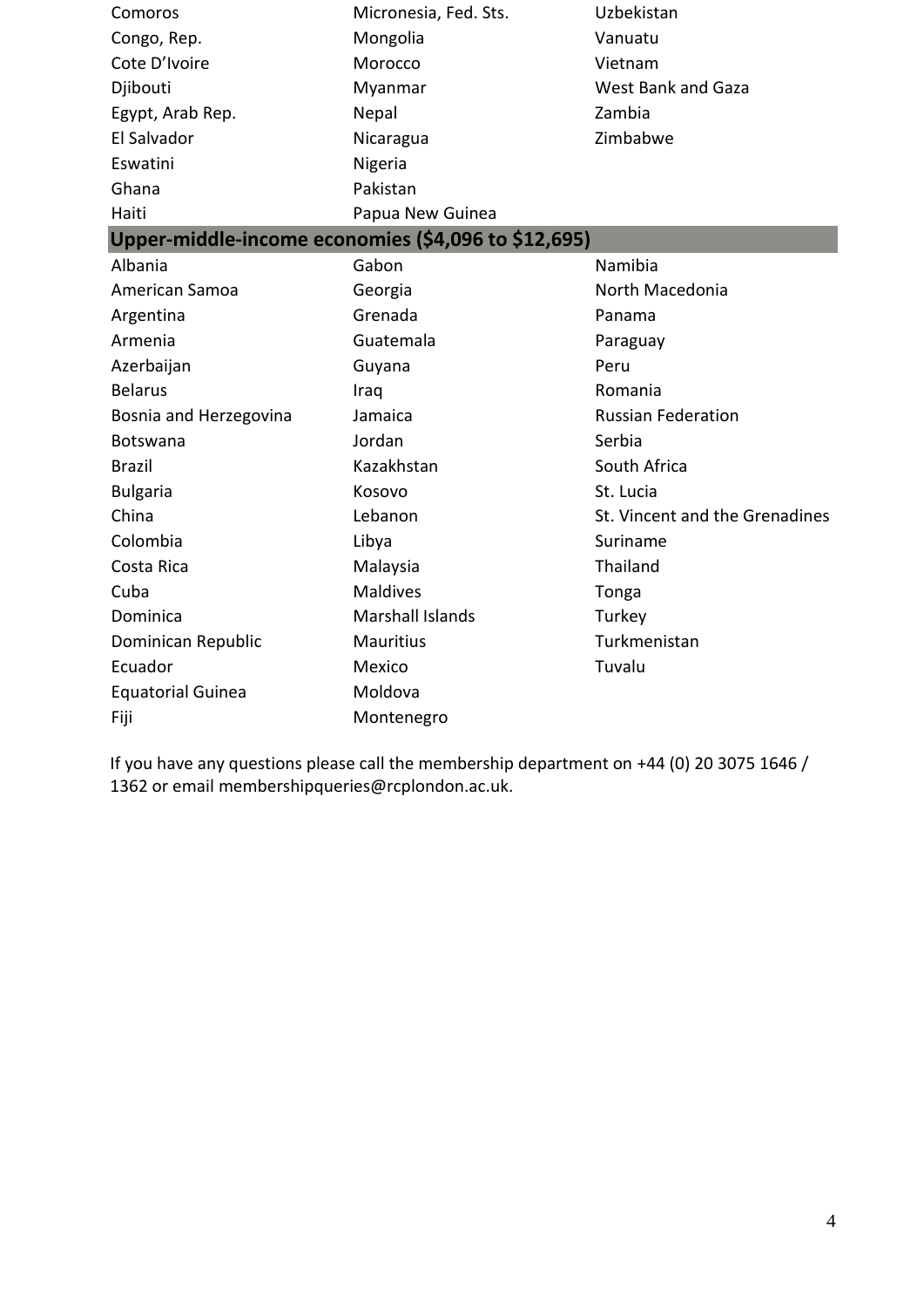| | | |
|---|---|---|
| Comoros | Micronesia, Fed. Sts. | Uzbekistan |
| Congo, Rep. | Mongolia | Vanuatu |
| Cote D'Ivoire | Morocco | Vietnam |
| Djibouti | Myanmar | West Bank and Gaza |
| Egypt, Arab Rep. | Nepal | Zambia |
| El Salvador | Nicaragua | Zimbabwe |
| Eswatini | Nigeria | |
| Ghana | Pakistan | |
| Haiti | Papua New Guinea | |

## Upper-middle-income economies ($4,096 to $12,695)

| | | |
|---|---|---|
| Albania | Gabon | Namibia |
| American Samoa | Georgia | North Macedonia |
| Argentina | Grenada | Panama |
| Armenia | Guatemala | Paraguay |
| Azerbaijan | Guyana | Peru |
| Belarus | Iraq | Romania |
| Bosnia and Herzegovina | Jamaica | Russian Federation |
| Botswana | Jordan | Serbia |
| Brazil | Kazakhstan | South Africa |
| Bulgaria | Kosovo | St. Lucia |
| China | Lebanon | St. Vincent and the Grenadines |
| Colombia | Libya | Suriname |
| Costa Rica | Malaysia | Thailand |
| Cuba | Maldives | Tonga |
| Dominica | Marshall Islands | Turkey |
| Dominican Republic | Mauritius | Turkmenistan |
| Ecuador | Mexico | Tuvalu |
| Equatorial Guinea | Moldova | |
| Fiji | Montenegro | |

If you have any questions please call the membership department on +44 (0) 20 3075 1646 / 1362 or email membershipqueries@rcplondon.ac.uk.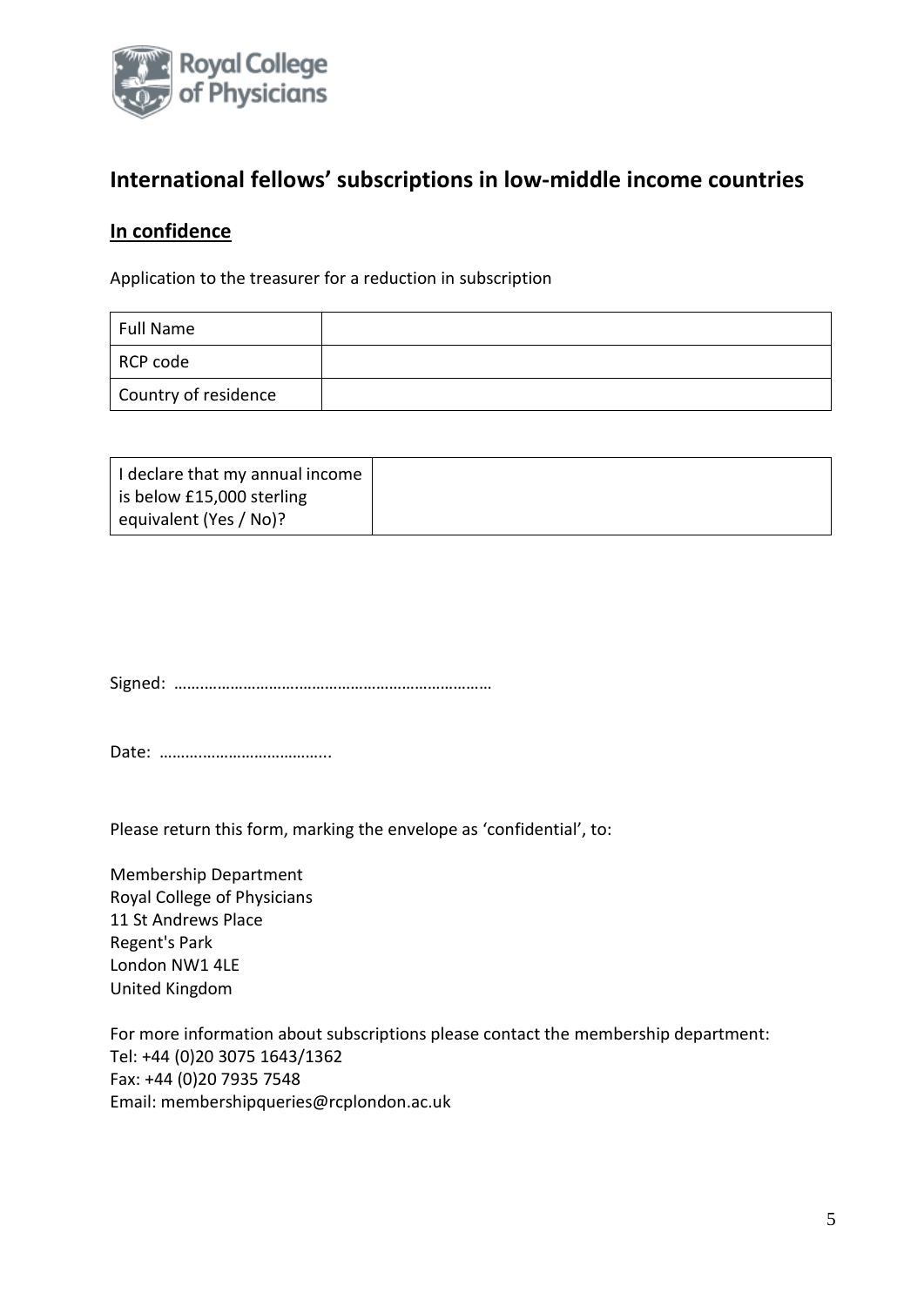## International fellows' subscriptions in low-middle income countries

### In confidence

Application to the treasurer for a reduction in subscription

| | |
|---|---|
| Full Name | |
| RCP code | |
| Country of residence | |

| | |
|---|---|
| I declare that my annual income is below £15,000 sterling equivalent (Yes / No)? | |

Signed: ………………………………………………………………

Date: …………………………………..

Please return this form, marking the envelope as 'confidential', to:

Membership Department
Royal College of Physicians
11 St Andrews Place
Regent's Park
London NW1 4LE
United Kingdom

For more information about subscriptions please contact the membership department:
Tel: +44 (0)20 3075 1643/1362
Fax: +44 (0)20 7935 7548
Email: membershipqueries@rcplondon.ac.uk